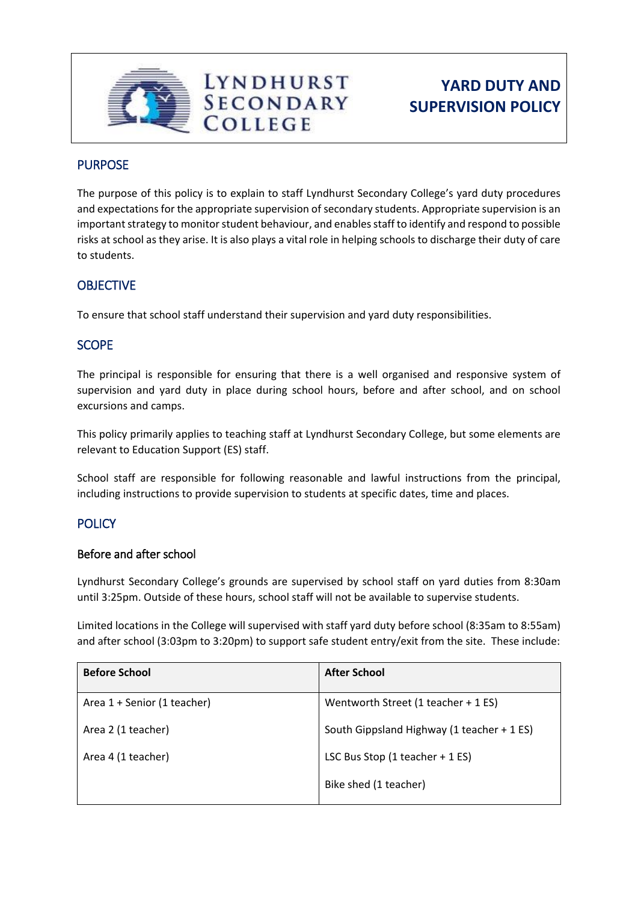# Lyndhurst Secondary College

# YARD DUTY AND SUPERVISION POLICY

## PURPOSE

The purpose of this policy is to explain to staff Lyndhurst Secondary College's yard duty procedures and expectations for the appropriate supervision of secondary students. Appropriate supervision is an important strategy to monitor student behaviour, and enables staff to identify and respond to possible risks at school as they arise. It is also plays a vital role in helping schools to discharge their duty of care to students.

## OBJECTIVE

To ensure that school staff understand their supervision and yard duty responsibilities.

## SCOPE

The principal is responsible for ensuring that there is a well organised and responsive system of supervision and yard duty in place during school hours, before and after school, and on school excursions and camps.

This policy primarily applies to teaching staff at Lyndhurst Secondary College, but some elements are relevant to Education Support (ES) staff.

School staff are responsible for following reasonable and lawful instructions from the principal, including instructions to provide supervision to students at specific dates, time and places.

## POLICY

### Before and after school

Lyndhurst Secondary College's grounds are supervised by school staff on yard duties from 8:30am until 3:25pm. Outside of these hours, school staff will not be available to supervise students.

Limited locations in the College will supervised with staff yard duty before school (8:35am to 8:55am) and after school (3:03pm to 3:20pm) to support safe student entry/exit from the site. These include:

| Before School | After School |
| --- | --- |
| Area 1 + Senior (1 teacher) | Wentworth Street (1 teacher + 1 ES) |
| Area 2 (1 teacher) | South Gippsland Highway (1 teacher + 1 ES) |
| Area 4 (1 teacher) | LSC Bus Stop (1 teacher + 1 ES) |
| | Bike shed (1 teacher) |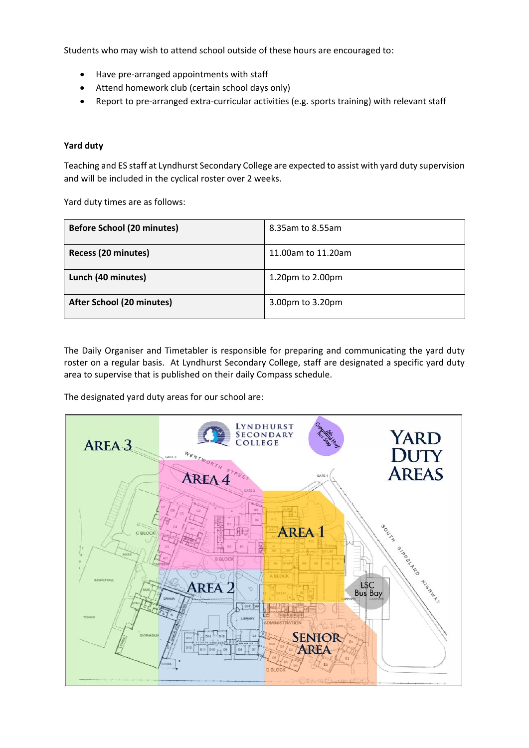Students who may wish to attend school outside of these hours are encouraged to:

- Have pre-arranged appointments with staff
- Attend homework club (certain school days only)
- Report to pre-arranged extra-curricular activities (e.g. sports training) with relevant staff

**Yard duty**

Teaching and ES staff at Lyndhurst Secondary College are expected to assist with yard duty supervision and will be included in the cyclical roster over 2 weeks.

Yard duty times are as follows:

| **Before School (20 minutes)** | 8.35am to 8.55am |
|---|---|
| **Recess (20 minutes)** | 11.00am to 11.20am |
| **Lunch (40 minutes)** | 1.20pm to 2.00pm |
| **After School (20 minutes)** | 3.00pm to 3.20pm |

The Daily Organiser and Timetabler is responsible for preparing and communicating the yard duty roster on a regular basis. At Lyndhurst Secondary College, staff are designated a specific yard duty area to supervise that is published on their daily Compass schedule.

The designated yard duty areas for our school are: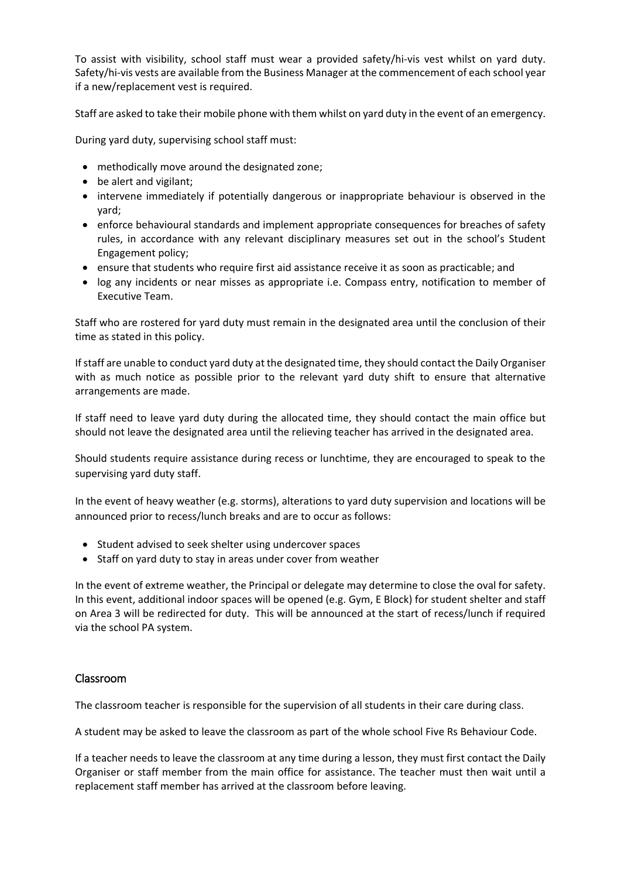To assist with visibility, school staff must wear a provided safety/hi-vis vest whilst on yard duty. Safety/hi-vis vests are available from the Business Manager at the commencement of each school year if a new/replacement vest is required.

Staff are asked to take their mobile phone with them whilst on yard duty in the event of an emergency.

During yard duty, supervising school staff must:

- methodically move around the designated zone;
- be alert and vigilant;
- intervene immediately if potentially dangerous or inappropriate behaviour is observed in the yard;
- enforce behavioural standards and implement appropriate consequences for breaches of safety rules, in accordance with any relevant disciplinary measures set out in the school's Student Engagement policy;
- ensure that students who require first aid assistance receive it as soon as practicable; and
- log any incidents or near misses as appropriate i.e. Compass entry, notification to member of Executive Team.

Staff who are rostered for yard duty must remain in the designated area until the conclusion of their time as stated in this policy.

If staff are unable to conduct yard duty at the designated time, they should contact the Daily Organiser with as much notice as possible prior to the relevant yard duty shift to ensure that alternative arrangements are made.

If staff need to leave yard duty during the allocated time, they should contact the main office but should not leave the designated area until the relieving teacher has arrived in the designated area.

Should students require assistance during recess or lunchtime, they are encouraged to speak to the supervising yard duty staff.

In the event of heavy weather (e.g. storms), alterations to yard duty supervision and locations will be announced prior to recess/lunch breaks and are to occur as follows:

- Student advised to seek shelter using undercover spaces
- Staff on yard duty to stay in areas under cover from weather

In the event of extreme weather, the Principal or delegate may determine to close the oval for safety. In this event, additional indoor spaces will be opened (e.g. Gym, E Block) for student shelter and staff on Area 3 will be redirected for duty. This will be announced at the start of recess/lunch if required via the school PA system.

## Classroom

The classroom teacher is responsible for the supervision of all students in their care during class.

A student may be asked to leave the classroom as part of the whole school Five Rs Behaviour Code.

If a teacher needs to leave the classroom at any time during a lesson, they must first contact the Daily Organiser or staff member from the main office for assistance. The teacher must then wait until a replacement staff member has arrived at the classroom before leaving.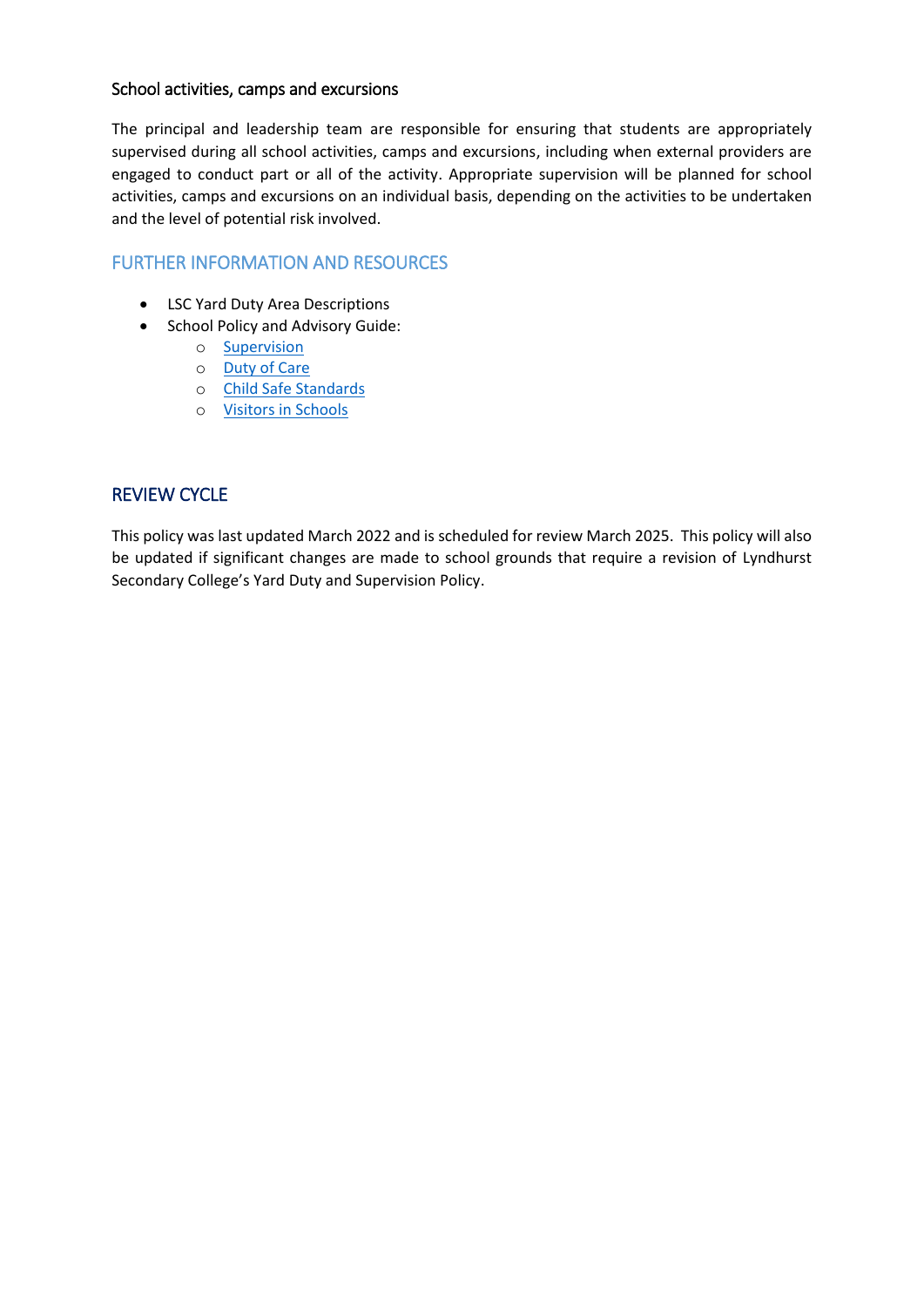### School activities, camps and excursions

The principal and leadership team are responsible for ensuring that students are appropriately supervised during all school activities, camps and excursions, including when external providers are engaged to conduct part or all of the activity. Appropriate supervision will be planned for school activities, camps and excursions on an individual basis, depending on the activities to be undertaken and the level of potential risk involved.

## FURTHER INFORMATION AND RESOURCES

- LSC Yard Duty Area Descriptions
- School Policy and Advisory Guide:
  - Supervision
  - Duty of Care
  - Child Safe Standards
  - Visitors in Schools

## REVIEW CYCLE

This policy was last updated March 2022 and is scheduled for review March 2025. This policy will also be updated if significant changes are made to school grounds that require a revision of Lyndhurst Secondary College's Yard Duty and Supervision Policy.